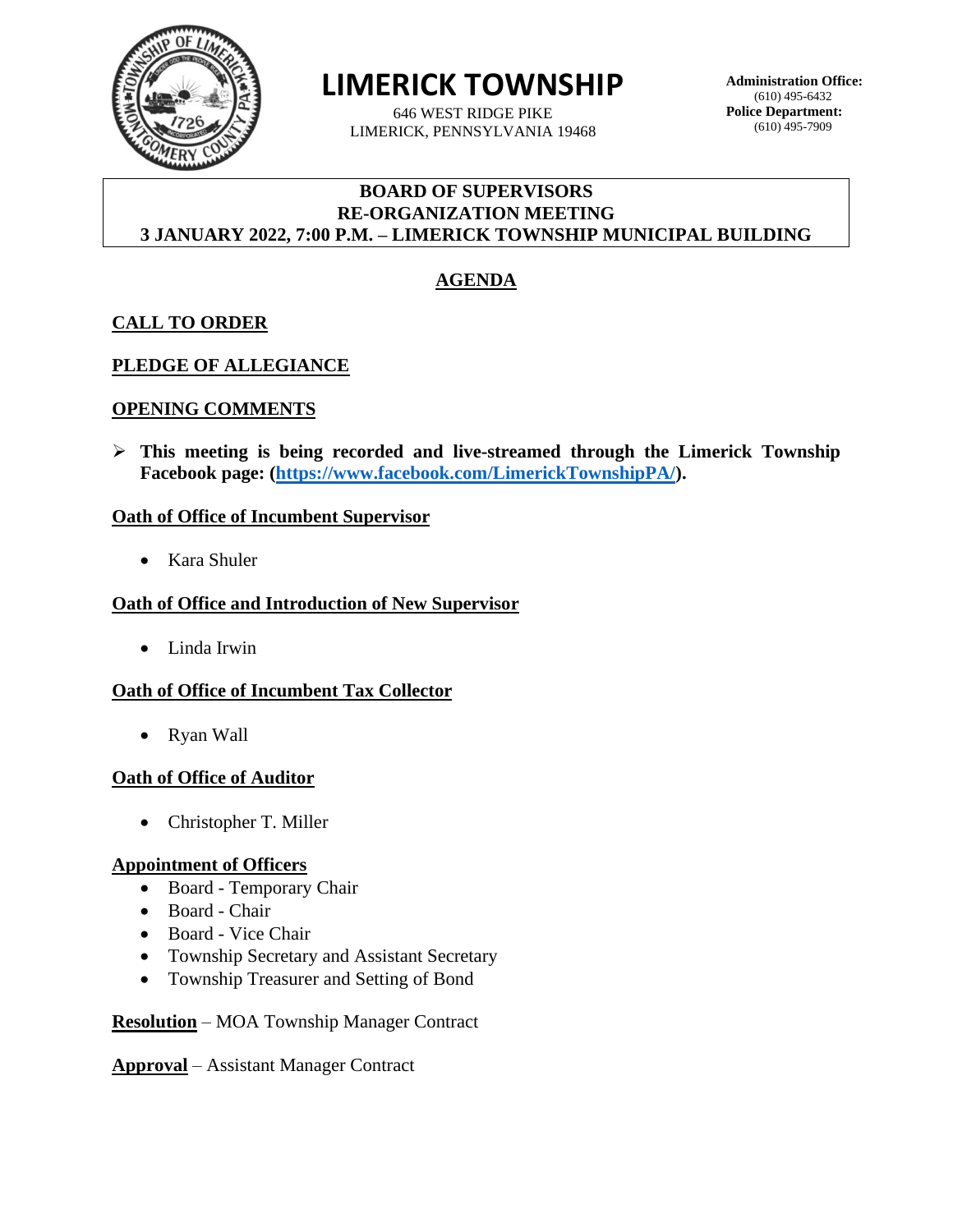# LIMERICK TOWNSHIP

646 WEST RIDGE PIKE
LIMERICK, PENNSYLVANIA 19468

**Administration Office:**
(610) 495-6432
**Police Department:**
(610) 495-7909

**BOARD OF SUPERVISORS**
**RE-ORGANIZATION MEETING**
**3 JANUARY 2022, 7:00 P.M. – LIMERICK TOWNSHIP MUNICIPAL BUILDING**

## AGENDA

### CALL TO ORDER

### PLEDGE OF ALLEGIANCE

### OPENING COMMENTS

- **This meeting is being recorded and live-streamed through the Limerick Township Facebook page: (https://www.facebook.com/LimerickTownshipPA/).**

### Oath of Office of Incumbent Supervisor

- Kara Shuler

### Oath of Office and Introduction of New Supervisor

- Linda Irwin

### Oath of Office of Incumbent Tax Collector

- Ryan Wall

### Oath of Office of Auditor

- Christopher T. Miller

### Appointment of Officers

- Board - Temporary Chair
- Board - Chair
- Board - Vice Chair
- Township Secretary and Assistant Secretary
- Township Treasurer and Setting of Bond

**Resolution** – MOA Township Manager Contract

**Approval** – Assistant Manager Contract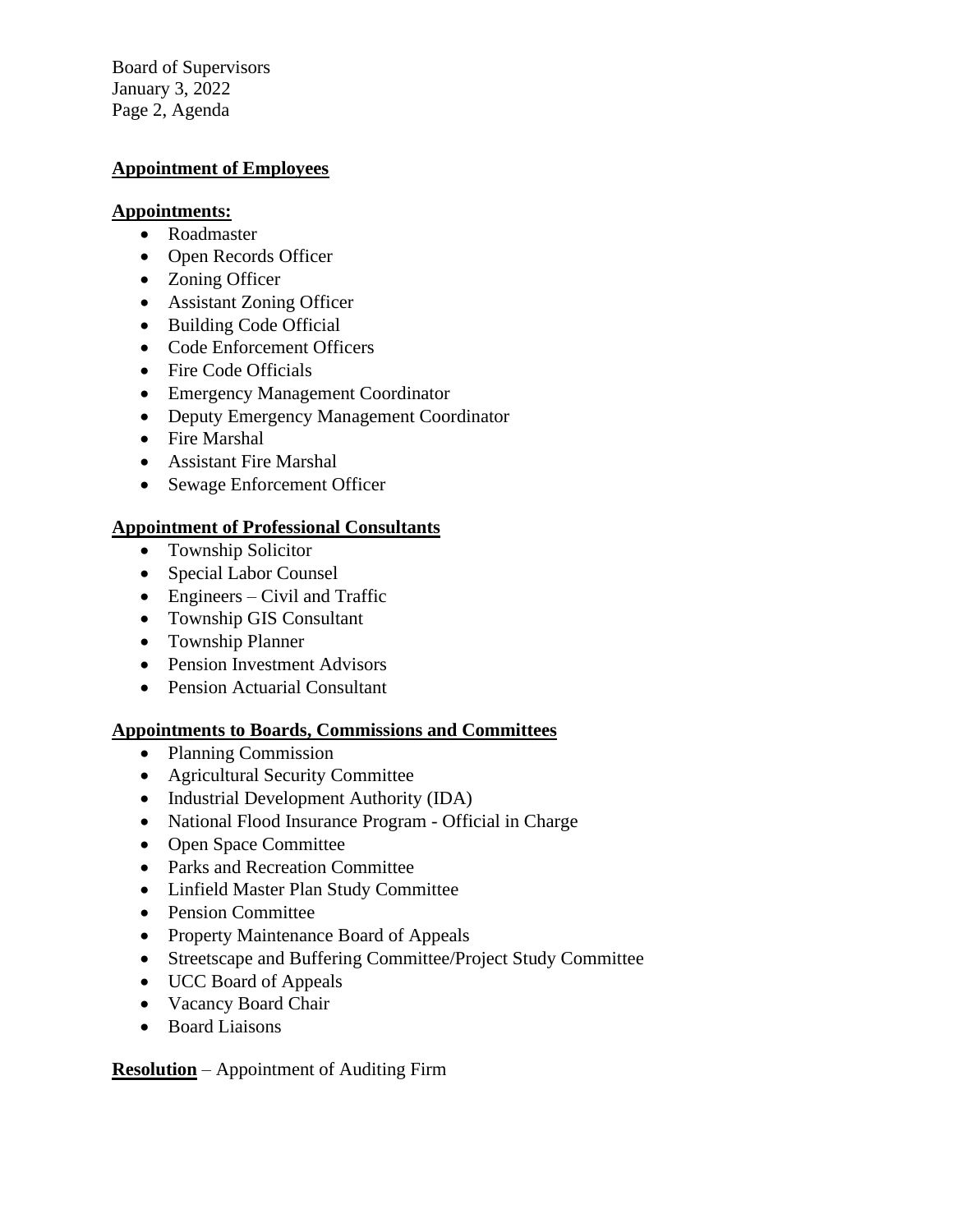## Appointment of Employees

**Appointments:**

- Roadmaster
- Open Records Officer
- Zoning Officer
- Assistant Zoning Officer
- Building Code Official
- Code Enforcement Officers
- Fire Code Officials
- Emergency Management Coordinator
- Deputy Emergency Management Coordinator
- Fire Marshal
- Assistant Fire Marshal
- Sewage Enforcement Officer

## Appointment of Professional Consultants

- Township Solicitor
- Special Labor Counsel
- Engineers – Civil and Traffic
- Township GIS Consultant
- Township Planner
- Pension Investment Advisors
- Pension Actuarial Consultant

## Appointments to Boards, Commissions and Committees

- Planning Commission
- Agricultural Security Committee
- Industrial Development Authority (IDA)
- National Flood Insurance Program - Official in Charge
- Open Space Committee
- Parks and Recreation Committee
- Linfield Master Plan Study Committee
- Pension Committee
- Property Maintenance Board of Appeals
- Streetscape and Buffering Committee/Project Study Committee
- UCC Board of Appeals
- Vacancy Board Chair
- Board Liaisons

**Resolution** – Appointment of Auditing Firm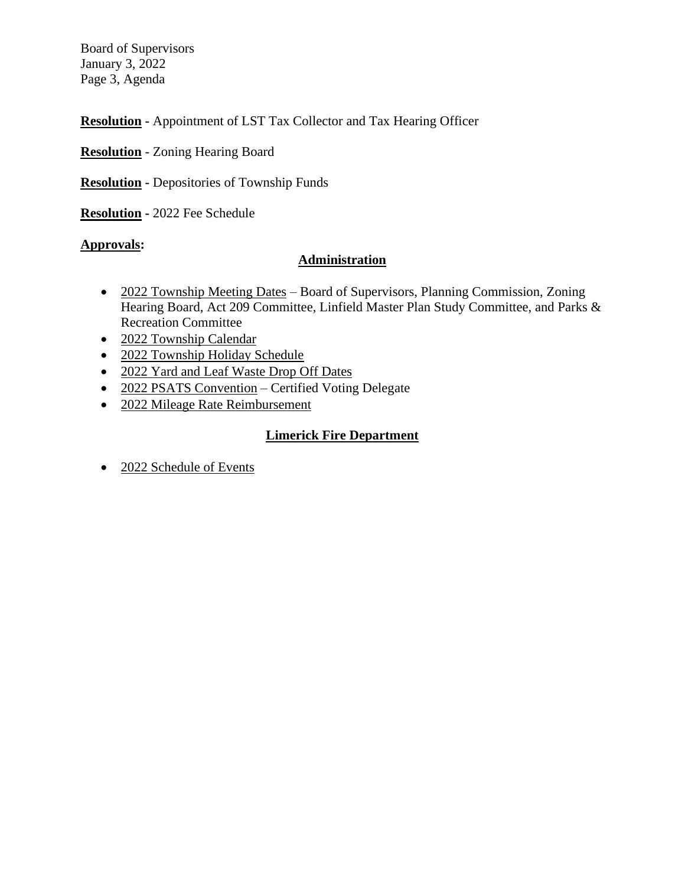**Resolution -** Appointment of LST Tax Collector and Tax Hearing Officer

**Resolution** - Zoning Hearing Board

**Resolution -** Depositories of Township Funds

**Resolution -** 2022 Fee Schedule

**Approvals:**

**Administration**

- 2022 Township Meeting Dates – Board of Supervisors, Planning Commission, Zoning Hearing Board, Act 209 Committee, Linfield Master Plan Study Committee, and Parks & Recreation Committee
- 2022 Township Calendar
- 2022 Township Holiday Schedule
- 2022 Yard and Leaf Waste Drop Off Dates
- 2022 PSATS Convention – Certified Voting Delegate
- 2022 Mileage Rate Reimbursement

**Limerick Fire Department**

- 2022 Schedule of Events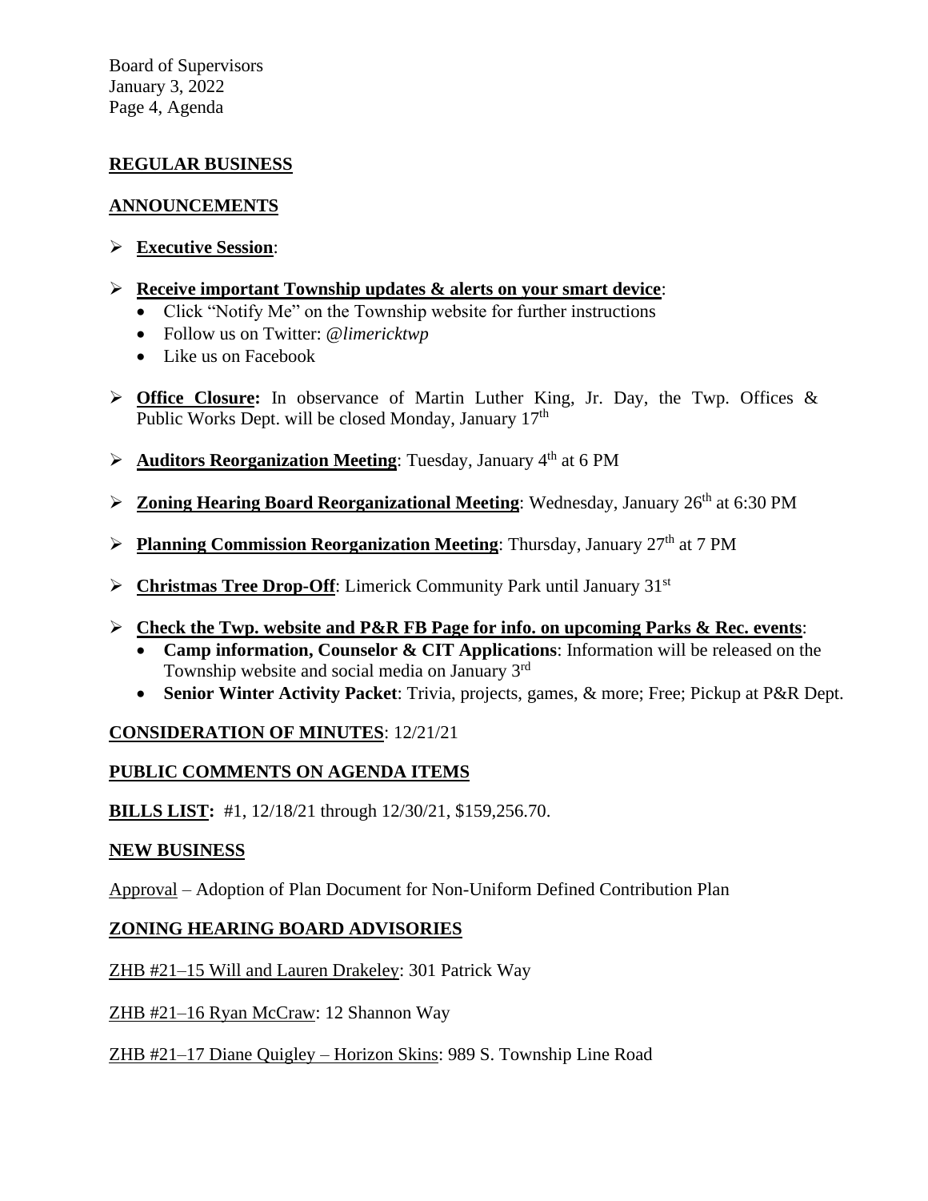## REGULAR BUSINESS

## ANNOUNCEMENTS

- **Executive Session**:
- **Receive important Township updates & alerts on your smart device**:
  - Click "Notify Me" on the Township website for further instructions
  - Follow us on Twitter: *@limericktwp*
  - Like us on Facebook
- **Office Closure:** In observance of Martin Luther King, Jr. Day, the Twp. Offices & Public Works Dept. will be closed Monday, January 17th
- **Auditors Reorganization Meeting**: Tuesday, January 4th at 6 PM
- **Zoning Hearing Board Reorganizational Meeting**: Wednesday, January 26th at 6:30 PM
- **Planning Commission Reorganization Meeting**: Thursday, January 27th at 7 PM
- **Christmas Tree Drop-Off**: Limerick Community Park until January 31st
- **Check the Twp. website and P&R FB Page for info. on upcoming Parks & Rec. events**:
  - **Camp information, Counselor & CIT Applications**: Information will be released on the Township website and social media on January 3rd
  - **Senior Winter Activity Packet**: Trivia, projects, games, & more; Free; Pickup at P&R Dept.

**CONSIDERATION OF MINUTES**: 12/21/21

**PUBLIC COMMENTS ON AGENDA ITEMS**

**BILLS LIST:** #1, 12/18/21 through 12/30/21, $159,256.70.

**NEW BUSINESS**

Approval – Adoption of Plan Document for Non-Uniform Defined Contribution Plan

**ZONING HEARING BOARD ADVISORIES**

ZHB #21–15 Will and Lauren Drakeley: 301 Patrick Way

ZHB #21–16 Ryan McCraw: 12 Shannon Way

ZHB #21–17 Diane Quigley – Horizon Skins: 989 S. Township Line Road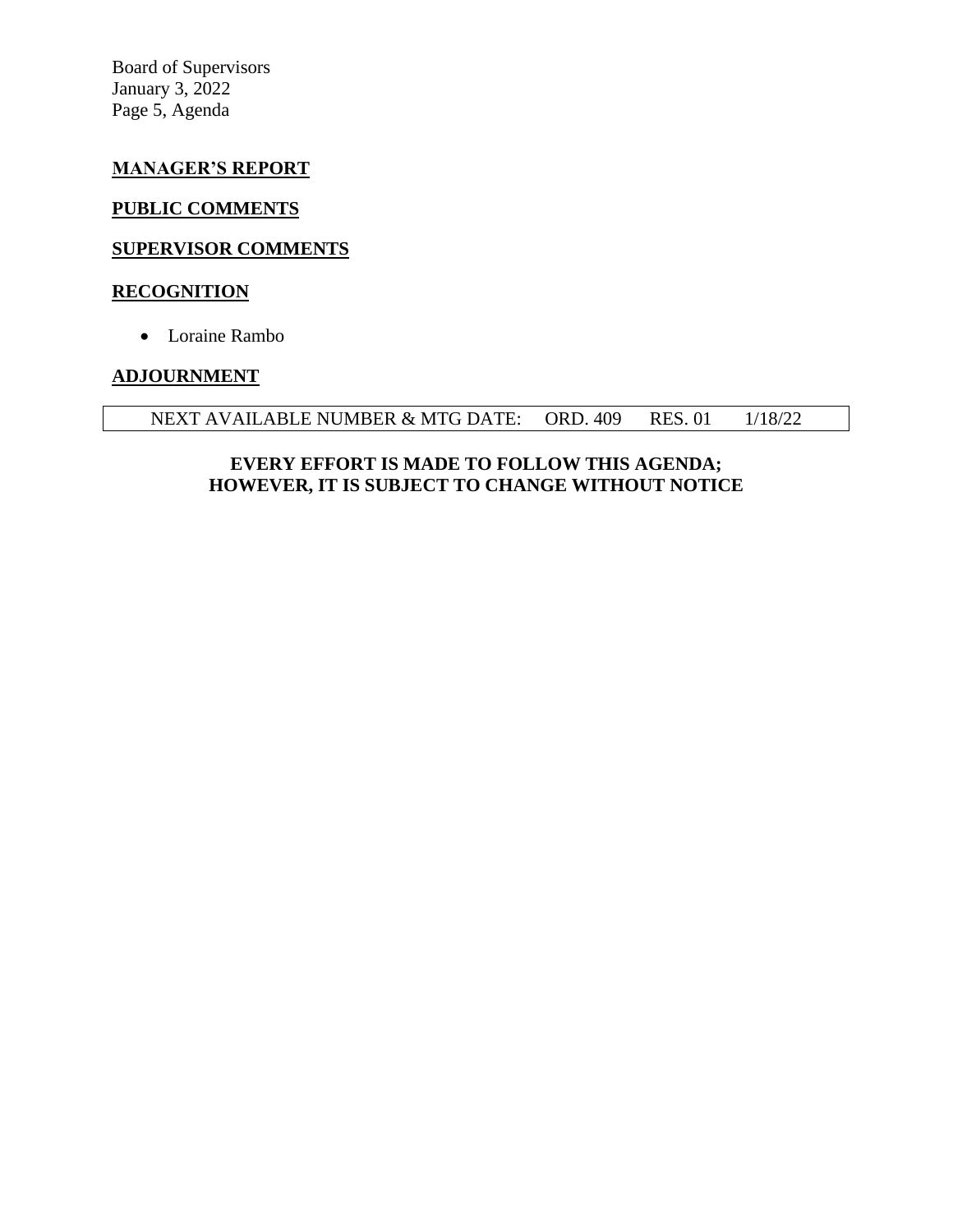**MANAGER'S REPORT**

**PUBLIC COMMENTS**

**SUPERVISOR COMMENTS**

**RECOGNITION**

- Loraine Rambo

**ADJOURNMENT**

| | | | |
|---|---|---|---|
| NEXT AVAILABLE NUMBER & MTG DATE: | ORD. 409 | RES. 01 | 1/18/22 |

**EVERY EFFORT IS MADE TO FOLLOW THIS AGENDA;**
**HOWEVER, IT IS SUBJECT TO CHANGE WITHOUT NOTICE**